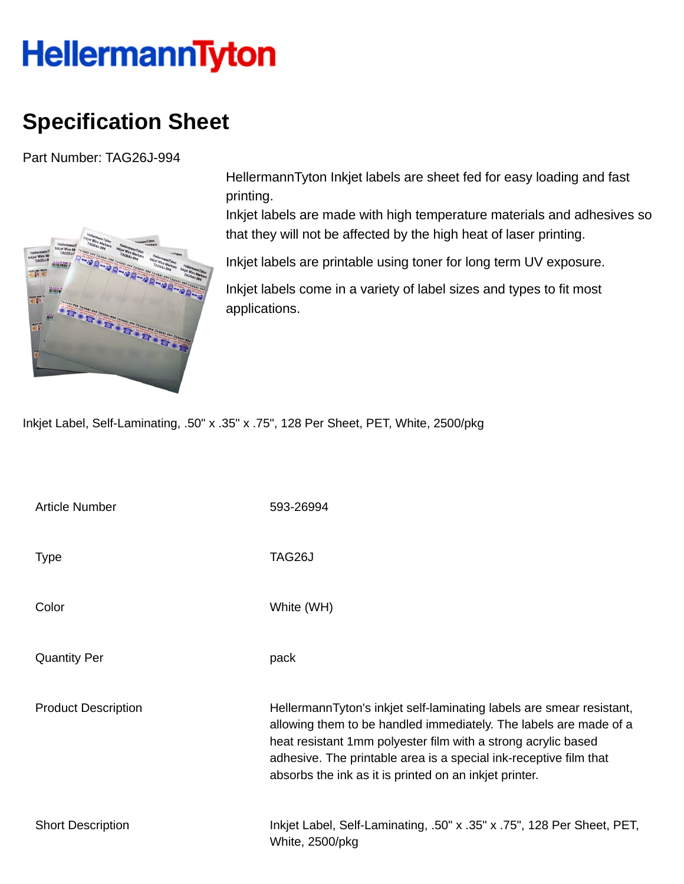# HellermannTyton

## Specification Sheet

Part Number: TAG26J-994

HellermannTyton Inkjet labels are sheet fed for easy loading and fast printing.
Inkjet labels are made with high temperature materials and adhesives so that they will not be affected by the high heat of laser printing.

Inkjet labels are printable using toner for long term UV exposure.

Inkjet labels come in a variety of label sizes and types to fit most applications.

Inkjet Label, Self-Laminating, .50" x .35" x .75", 128 Per Sheet, PET, White, 2500/pkg

| | |
|---|---|
| Article Number | 593-26994 |
| Type | TAG26J |
| Color | White (WH) |
| Quantity Per | pack |
| Product Description | HellermannTyton's inkjet self-laminating labels are smear resistant, allowing them to be handled immediately. The labels are made of a heat resistant 1mm polyester film with a strong acrylic based adhesive. The printable area is a special ink-receptive film that absorbs the ink as it is printed on an inkjet printer. |
| Short Description | Inkjet Label, Self-Laminating, .50" x .35" x .75", 128 Per Sheet, PET, White, 2500/pkg |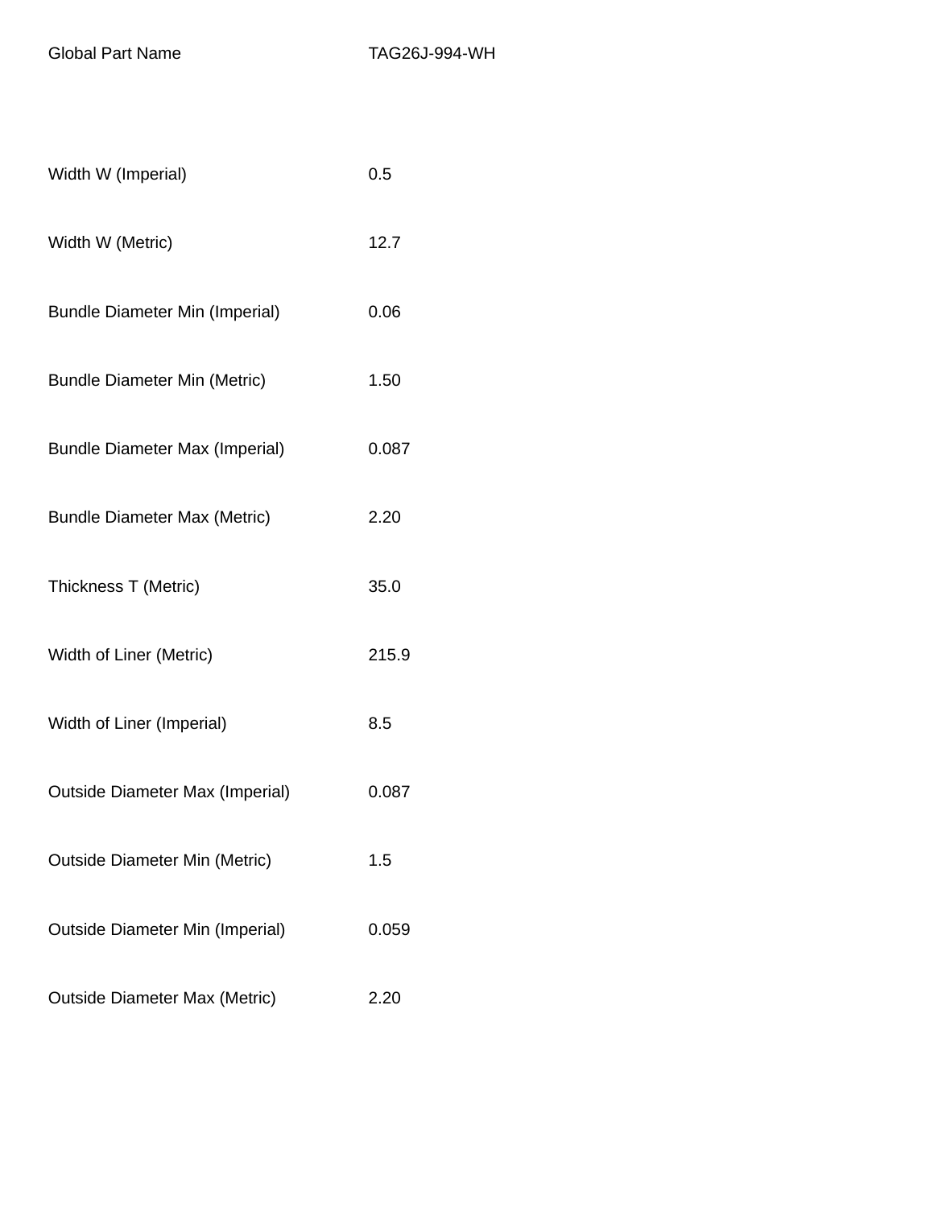| Global Part Name | TAG26J-994-WH |
|---|---|
| Width W (Imperial) | 0.5 |
| Width W (Metric) | 12.7 |
| Bundle Diameter Min (Imperial) | 0.06 |
| Bundle Diameter Min (Metric) | 1.50 |
| Bundle Diameter Max (Imperial) | 0.087 |
| Bundle Diameter Max (Metric) | 2.20 |
| Thickness T (Metric) | 35.0 |
| Width of Liner (Metric) | 215.9 |
| Width of Liner (Imperial) | 8.5 |
| Outside Diameter Max (Imperial) | 0.087 |
| Outside Diameter Min (Metric) | 1.5 |
| Outside Diameter Min (Imperial) | 0.059 |
| Outside Diameter Max (Metric) | 2.20 |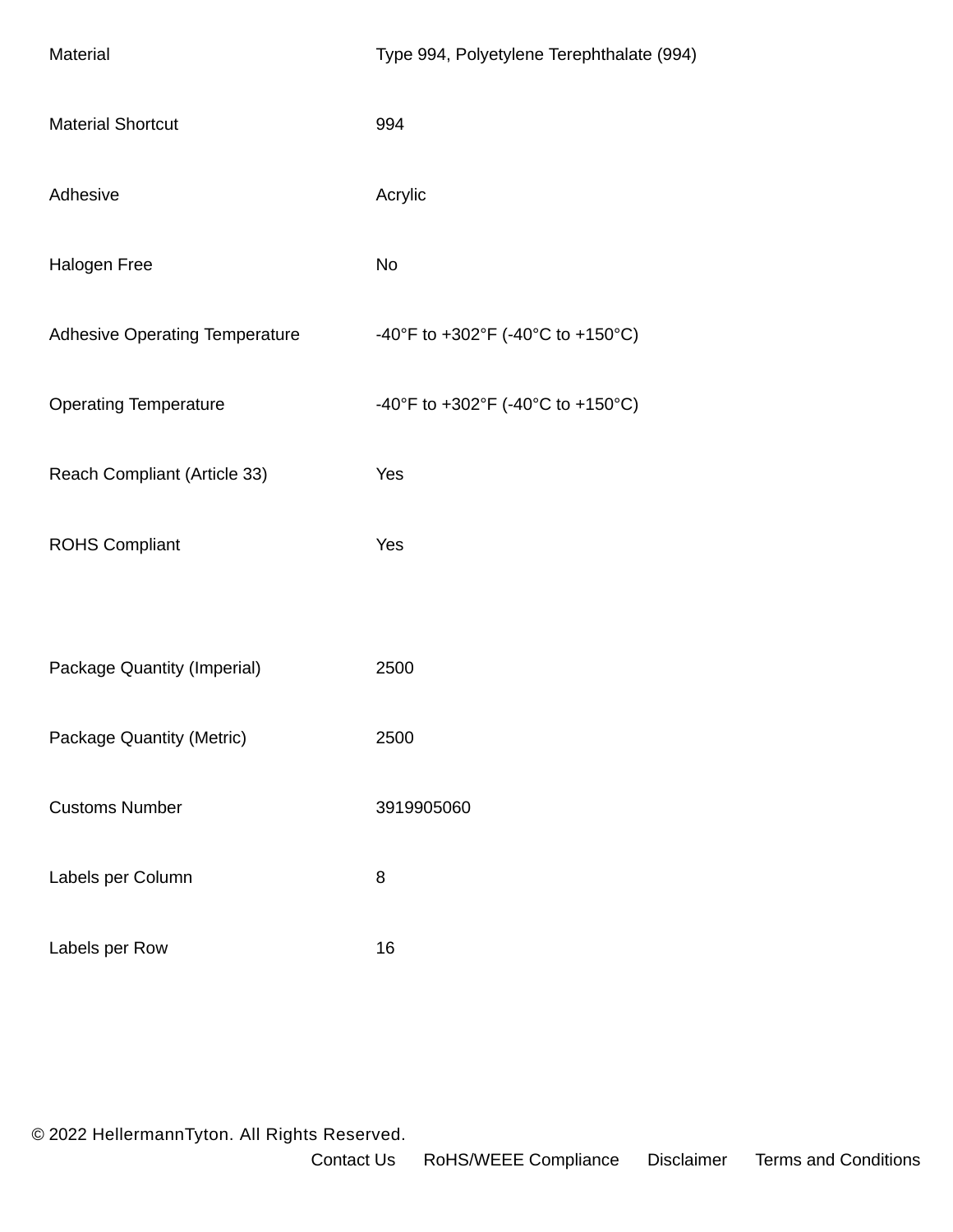| | |
|---|---|
| Material | Type 994, Polyetylene Terephthalate (994) |
| Material Shortcut | 994 |
| Adhesive | Acrylic |
| Halogen Free | No |
| Adhesive Operating Temperature | -40°F to +302°F (-40°C to +150°C) |
| Operating Temperature | -40°F to +302°F (-40°C to +150°C) |
| Reach Compliant (Article 33) | Yes |
| ROHS Compliant | Yes |

| | |
|---|---|
| Package Quantity (Imperial) | 2500 |
| Package Quantity (Metric) | 2500 |
| Customs Number | 3919905060 |
| Labels per Column | 8 |
| Labels per Row | 16 |

© 2022 HellermannTyton. All Rights Reserved.

Contact Us RoHS/WEEE Compliance Disclaimer Terms and Conditions